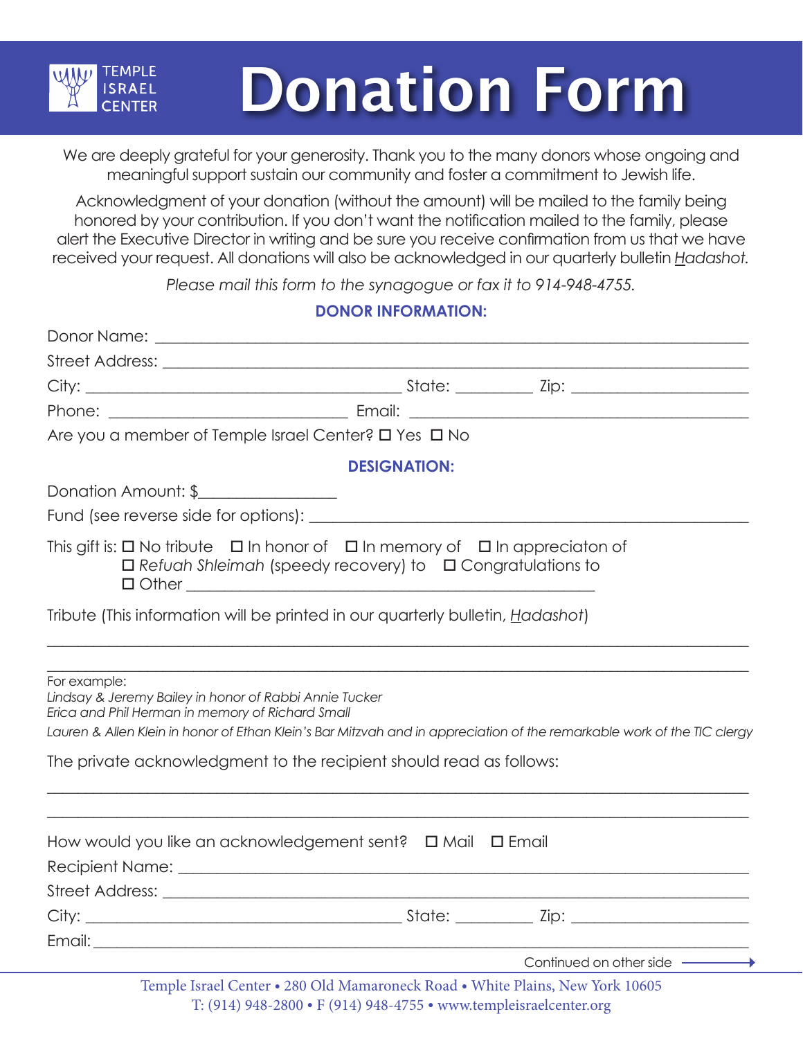TEMPLE ISRAEL CENTER

# Donation Form

We are deeply grateful for your generosity. Thank you to the many donors whose ongoing and meaningful support sustain our community and foster a commitment to Jewish life.

Acknowledgment of your donation (without the amount) will be mailed to the family being honored by your contribution. If you don't want the notification mailed to the family, please alert the Executive Director in writing and be sure you receive confirmation from us that we have received your request. All donations will also be acknowledged in our quarterly bulletin *Hadashot.*

*Please mail this form to the synagogue or fax it to 914-948-4755.*

## DONOR INFORMATION:

Donor Name: ______________________________________________

Street Address: ______________________________________________

City: ________________________ State: __________ Zip: ________________

Phone: ____________________ Email: ______________________________

Are you a member of Temple Israel Center? ☐ Yes ☐ No

## DESIGNATION:

Donation Amount: $________________

Fund (see reverse side for options): ______________________________

This gift is: ☐ No tribute ☐ In honor of ☐ In memory of ☐ In appreciaton of
☐ *Refuah Shleimah* (speedy recovery) to ☐ Congratulations to
☐ Other ______________________________

Tribute (This information will be printed in our quarterly bulletin, *Hadashot*)

______________________________________________________________

______________________________________________________________

For example:
*Lindsay & Jeremy Bailey in honor of Rabbi Annie Tucker*
*Erica and Phil Herman in memory of Richard Small*
*Lauren & Allen Klein in honor of Ethan Klein's Bar Mitzvah and in appreciation of the remarkable work of the TIC clergy*

The private acknowledgment to the recipient should read as follows:

______________________________________________________________

______________________________________________________________

How would you like an acknowledgement sent? ☐ Mail ☐ Email

Recipient Name: ______________________________________________

Street Address: ______________________________________________

City: ________________________ State: __________ Zip: ________________

Email: ______________________________________________

Continued on other side →

Temple Israel Center • 280 Old Mamaroneck Road • White Plains, New York 10605
T: (914) 948-2800 • F (914) 948-4755 • www.templeisraelcenter.org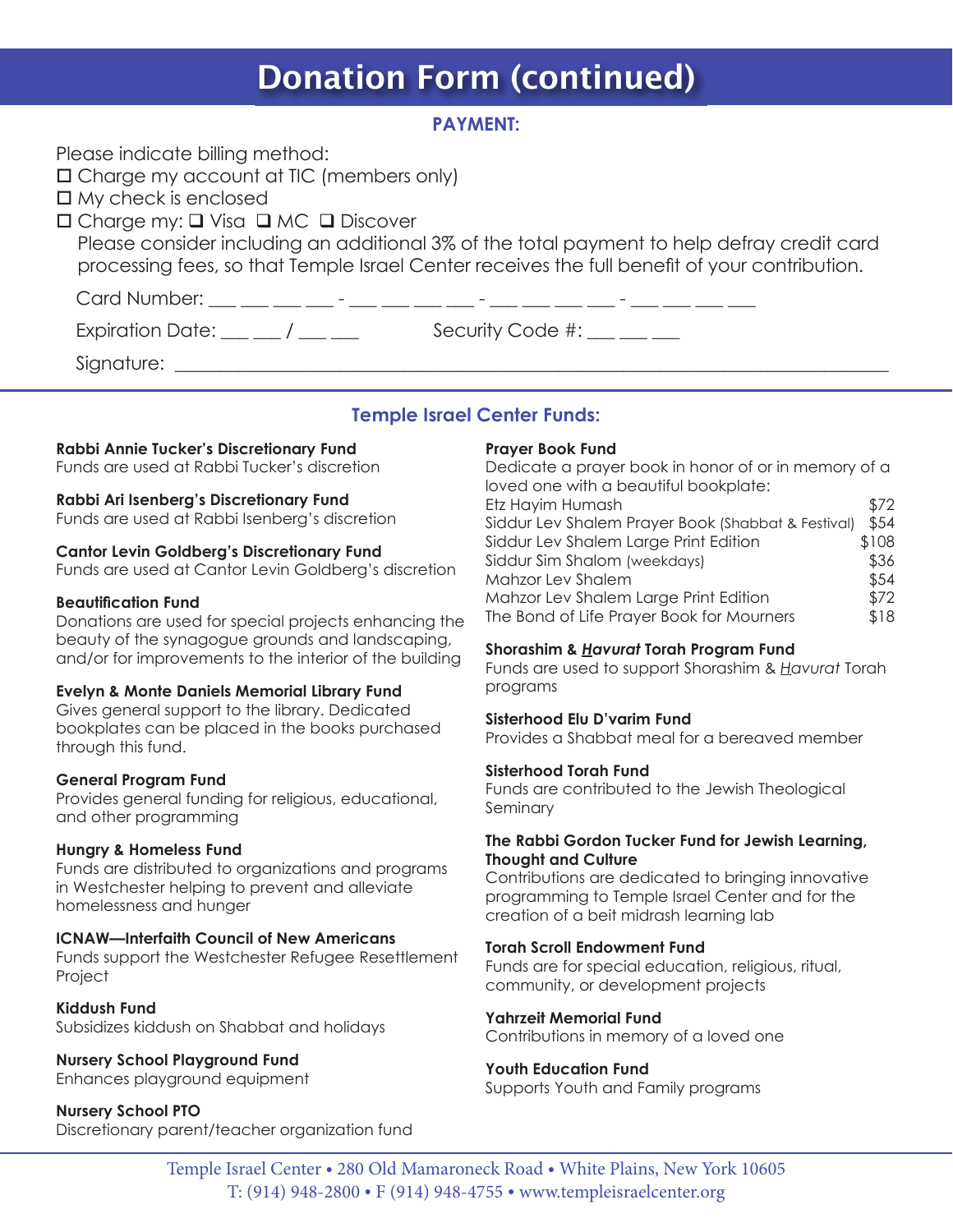# Donation Form (continued)

## PAYMENT:

Please indicate billing method:

☐ Charge my account at TIC (members only)

☐ My check is enclosed

☐ Charge my: ☐ Visa ☐ MC ☐ Discover

Please consider including an additional 3% of the total payment to help defray credit card processing fees, so that Temple Israel Center receives the full benefit of your contribution.

Card Number: ___ ___ ___ ___ - ___ ___ ___ ___ - ___ ___ ___ ___ - ___ ___ ___ ___

Expiration Date: ___ ___ / ___ ___     Security Code #: ___ ___ ___

Signature: ____________________________________________________________

## Temple Israel Center Funds:

**Rabbi Annie Tucker's Discretionary Fund**
Funds are used at Rabbi Tucker's discretion

**Rabbi Ari Isenberg's Discretionary Fund**
Funds are used at Rabbi Isenberg's discretion

**Cantor Levin Goldberg's Discretionary Fund**
Funds are used at Cantor Levin Goldberg's discretion

**Beautification Fund**
Donations are used for special projects enhancing the beauty of the synagogue grounds and landscaping, and/or for improvements to the interior of the building

**Evelyn & Monte Daniels Memorial Library Fund**
Gives general support to the library. Dedicated bookplates can be placed in the books purchased through this fund.

**General Program Fund**
Provides general funding for religious, educational, and other programming

**Hungry & Homeless Fund**
Funds are distributed to organizations and programs in Westchester helping to prevent and alleviate homelessness and hunger

**ICNAW—Interfaith Council of New Americans**
Funds support the Westchester Refugee Resettlement Project

**Kiddush Fund**
Subsidizes kiddush on Shabbat and holidays

**Nursery School Playground Fund**
Enhances playground equipment

**Nursery School PTO**
Discretionary parent/teacher organization fund

**Prayer Book Fund**
Dedicate a prayer book in honor of or in memory of a loved one with a beautiful bookplate:

| | |
|---|---|
| Etz Hayim Humash | $72 |
| Siddur Lev Shalem Prayer Book (Shabbat & Festival) | $54 |
| Siddur Lev Shalem Large Print Edition | $108 |
| Siddur Sim Shalom (weekdays) | $36 |
| Mahzor Lev Shalem | $54 |
| Mahzor Lev Shalem Large Print Edition | $72 |
| The Bond of Life Prayer Book for Mourners | $18 |

**Shorashim & *Havurat* Torah Program Fund**
Funds are used to support Shorashim & *Havurat* Torah programs

**Sisterhood Elu D'varim Fund**
Provides a Shabbat meal for a bereaved member

**Sisterhood Torah Fund**
Funds are contributed to the Jewish Theological Seminary

**The Rabbi Gordon Tucker Fund for Jewish Learning, Thought and Culture**
Contributions are dedicated to bringing innovative programming to Temple Israel Center and for the creation of a beit midrash learning lab

**Torah Scroll Endowment Fund**
Funds are for special education, religious, ritual, community, or development projects

**Yahrzeit Memorial Fund**
Contributions in memory of a loved one

**Youth Education Fund**
Supports Youth and Family programs

Temple Israel Center • 280 Old Mamaroneck Road • White Plains, New York 10605
T: (914) 948-2800 • F (914) 948-4755 • www.templeisraelcenter.org